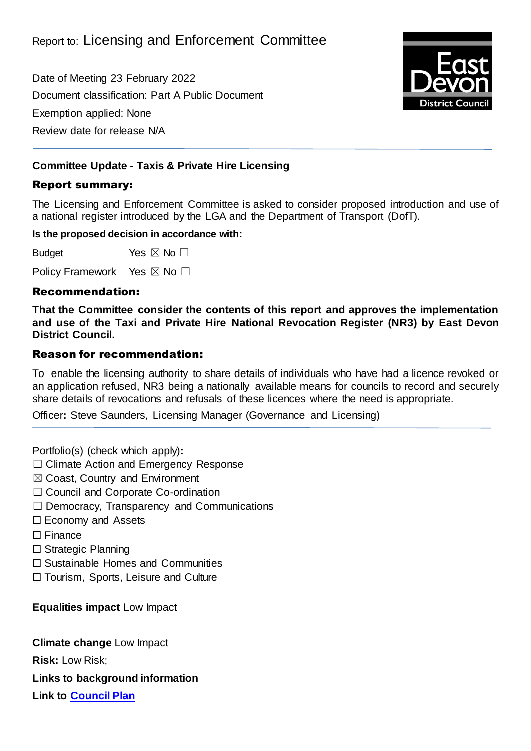Report to: Licensing and Enforcement Committee

Date of Meeting 23 February 2022

Document classification: Part A Public Document

Exemption applied: None

Review date for release N/A

**East Devon District Council**

---

**Committee Update - Taxis & Private Hire Licensing**

## Report summary:

The Licensing and Enforcement Committee is asked to consider proposed introduction and use of a national register introduced by the LGA and the Department of Transport (DofT).

**Is the proposed decision in accordance with:**

Budget Yes ☒ No ☐

Policy Framework Yes ☒ No ☐

## Recommendation:

**That the Committee consider the contents of this report and approves the implementation and use of the Taxi and Private Hire National Revocation Register (NR3) by East Devon District Council.**

## Reason for recommendation:

To enable the licensing authority to share details of individuals who have had a licence revoked or an application refused, NR3 being a nationally available means for councils to record and securely share details of revocations and refusals of these licences where the need is appropriate.

Officer**:** Steve Saunders, Licensing Manager (Governance and Licensing)

---

Portfolio(s) (check which apply)**:**

☐ Climate Action and Emergency Response
☒ Coast, Country and Environment
☐ Council and Corporate Co-ordination
☐ Democracy, Transparency and Communications
☐ Economy and Assets
☐ Finance
☐ Strategic Planning
☐ Sustainable Homes and Communities
☐ Tourism, Sports, Leisure and Culture

**Equalities impact** Low Impact

**Climate change** Low Impact

**Risk:** Low Risk;

**Links to background information**

**Link to Council Plan**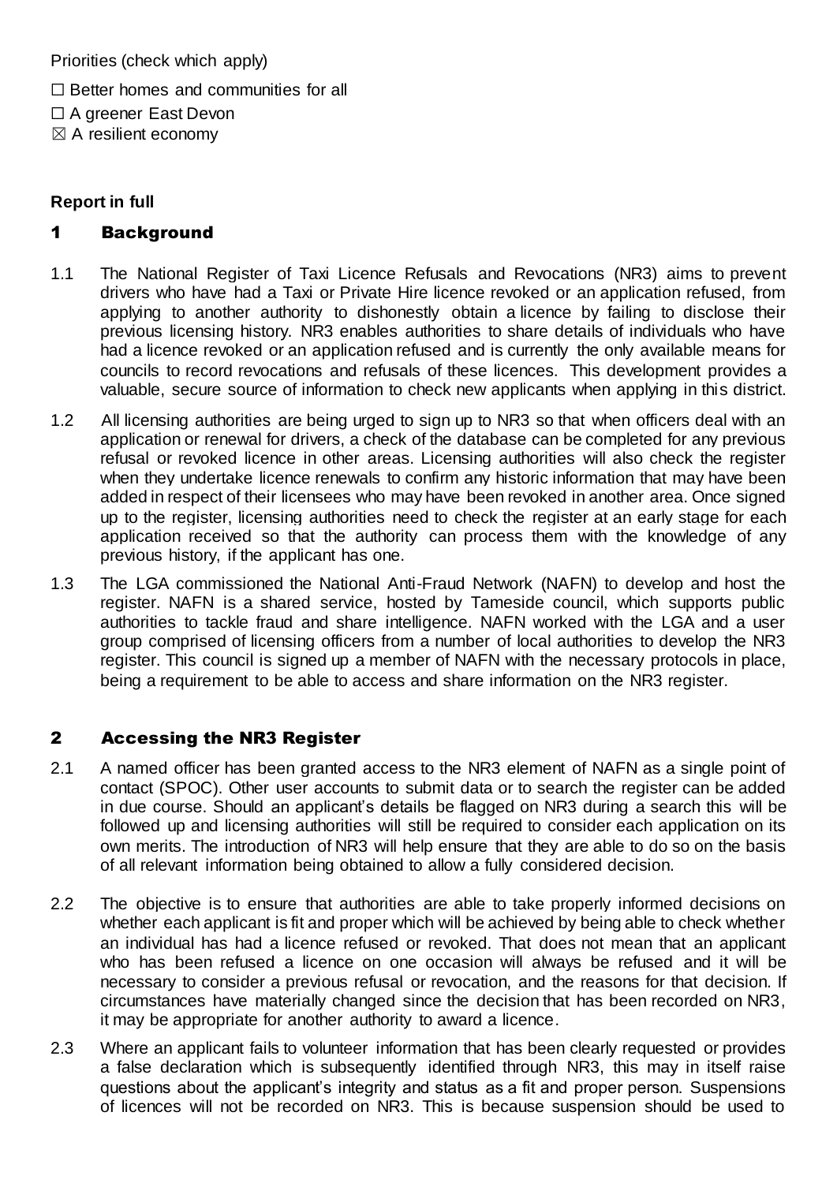Priorities (check which apply)

☐ Better homes and communities for all

☐ A greener East Devon

☒ A resilient economy

**Report in full**

## 1 Background

1.1 The National Register of Taxi Licence Refusals and Revocations (NR3) aims to prevent drivers who have had a Taxi or Private Hire licence revoked or an application refused, from applying to another authority to dishonestly obtain a licence by failing to disclose their previous licensing history. NR3 enables authorities to share details of individuals who have had a licence revoked or an application refused and is currently the only available means for councils to record revocations and refusals of these licences. This development provides a valuable, secure source of information to check new applicants when applying in this district.

1.2 All licensing authorities are being urged to sign up to NR3 so that when officers deal with an application or renewal for drivers, a check of the database can be completed for any previous refusal or revoked licence in other areas. Licensing authorities will also check the register when they undertake licence renewals to confirm any historic information that may have been added in respect of their licensees who may have been revoked in another area. Once signed up to the register, licensing authorities need to check the register at an early stage for each application received so that the authority can process them with the knowledge of any previous history, if the applicant has one.

1.3 The LGA commissioned the National Anti-Fraud Network (NAFN) to develop and host the register. NAFN is a shared service, hosted by Tameside council, which supports public authorities to tackle fraud and share intelligence. NAFN worked with the LGA and a user group comprised of licensing officers from a number of local authorities to develop the NR3 register. This council is signed up a member of NAFN with the necessary protocols in place, being a requirement to be able to access and share information on the NR3 register.

## 2 Accessing the NR3 Register

2.1 A named officer has been granted access to the NR3 element of NAFN as a single point of contact (SPOC). Other user accounts to submit data or to search the register can be added in due course. Should an applicant's details be flagged on NR3 during a search this will be followed up and licensing authorities will still be required to consider each application on its own merits. The introduction of NR3 will help ensure that they are able to do so on the basis of all relevant information being obtained to allow a fully considered decision.

2.2 The objective is to ensure that authorities are able to take properly informed decisions on whether each applicant is fit and proper which will be achieved by being able to check whether an individual has had a licence refused or revoked. That does not mean that an applicant who has been refused a licence on one occasion will always be refused and it will be necessary to consider a previous refusal or revocation, and the reasons for that decision. If circumstances have materially changed since the decision that has been recorded on NR3, it may be appropriate for another authority to award a licence.

2.3 Where an applicant fails to volunteer information that has been clearly requested or provides a false declaration which is subsequently identified through NR3, this may in itself raise questions about the applicant's integrity and status as a fit and proper person. Suspensions of licences will not be recorded on NR3. This is because suspension should be used to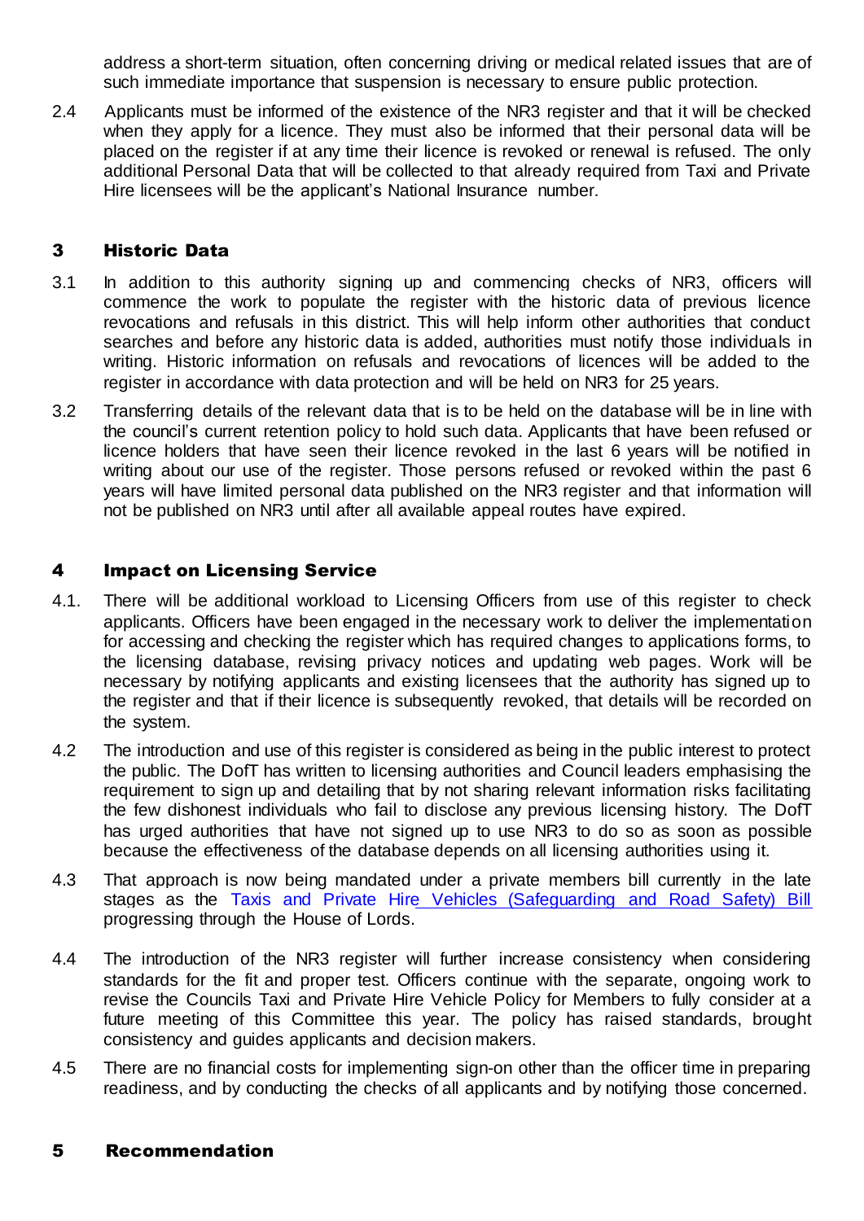address a short-term situation, often concerning driving or medical related issues that are of such immediate importance that suspension is necessary to ensure public protection.

2.4 Applicants must be informed of the existence of the NR3 register and that it will be checked when they apply for a licence. They must also be informed that their personal data will be placed on the register if at any time their licence is revoked or renewal is refused. The only additional Personal Data that will be collected to that already required from Taxi and Private Hire licensees will be the applicant's National Insurance number.

## 3 Historic Data

3.1 In addition to this authority signing up and commencing checks of NR3, officers will commence the work to populate the register with the historic data of previous licence revocations and refusals in this district. This will help inform other authorities that conduct searches and before any historic data is added, authorities must notify those individuals in writing. Historic information on refusals and revocations of licences will be added to the register in accordance with data protection and will be held on NR3 for 25 years.

3.2 Transferring details of the relevant data that is to be held on the database will be in line with the council's current retention policy to hold such data. Applicants that have been refused or licence holders that have seen their licence revoked in the last 6 years will be notified in writing about our use of the register. Those persons refused or revoked within the past 6 years will have limited personal data published on the NR3 register and that information will not be published on NR3 until after all available appeal routes have expired.

## 4 Impact on Licensing Service

4.1. There will be additional workload to Licensing Officers from use of this register to check applicants. Officers have been engaged in the necessary work to deliver the implementation for accessing and checking the register which has required changes to applications forms, to the licensing database, revising privacy notices and updating web pages. Work will be necessary by notifying applicants and existing licensees that the authority has signed up to the register and that if their licence is subsequently revoked, that details will be recorded on the system.

4.2 The introduction and use of this register is considered as being in the public interest to protect the public. The DofT has written to licensing authorities and Council leaders emphasising the requirement to sign up and detailing that by not sharing relevant information risks facilitating the few dishonest individuals who fail to disclose any previous licensing history. The DofT has urged authorities that have not signed up to use NR3 to do so as soon as possible because the effectiveness of the database depends on all licensing authorities using it.

4.3 That approach is now being mandated under a private members bill currently in the late stages as the Taxis and Private Hire Vehicles (Safeguarding and Road Safety) Bill progressing through the House of Lords.

4.4 The introduction of the NR3 register will further increase consistency when considering standards for the fit and proper test. Officers continue with the separate, ongoing work to revise the Councils Taxi and Private Hire Vehicle Policy for Members to fully consider at a future meeting of this Committee this year. The policy has raised standards, brought consistency and guides applicants and decision makers.

4.5 There are no financial costs for implementing sign-on other than the officer time in preparing readiness, and by conducting the checks of all applicants and by notifying those concerned.

## 5 Recommendation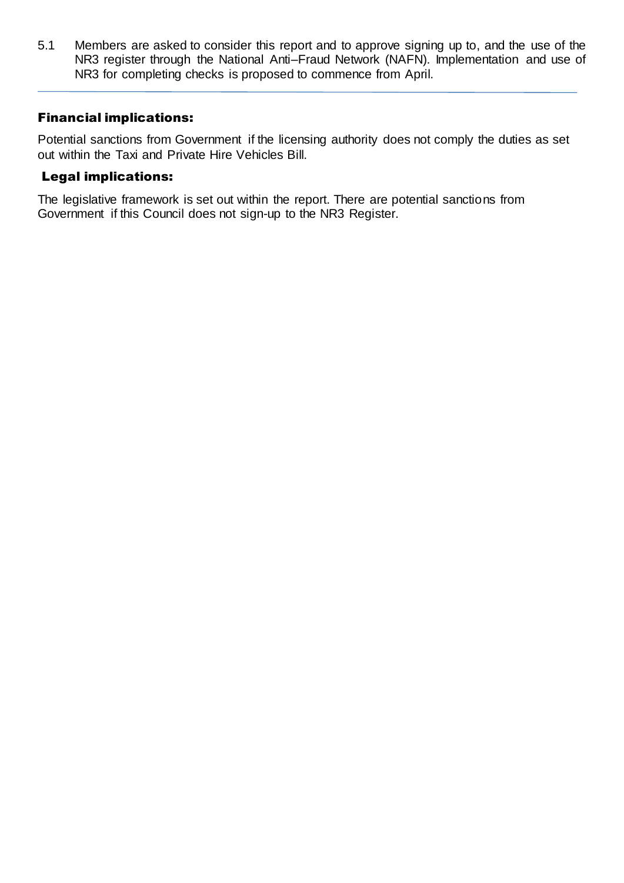5.1 Members are asked to consider this report and to approve signing up to, and the use of the NR3 register through the National Anti–Fraud Network (NAFN). Implementation and use of NR3 for completing checks is proposed to commence from April.

---

## Financial implications:

Potential sanctions from Government if the licensing authority does not comply the duties as set out within the Taxi and Private Hire Vehicles Bill.

## Legal implications:

The legislative framework is set out within the report. There are potential sanctions from Government if this Council does not sign-up to the NR3 Register.